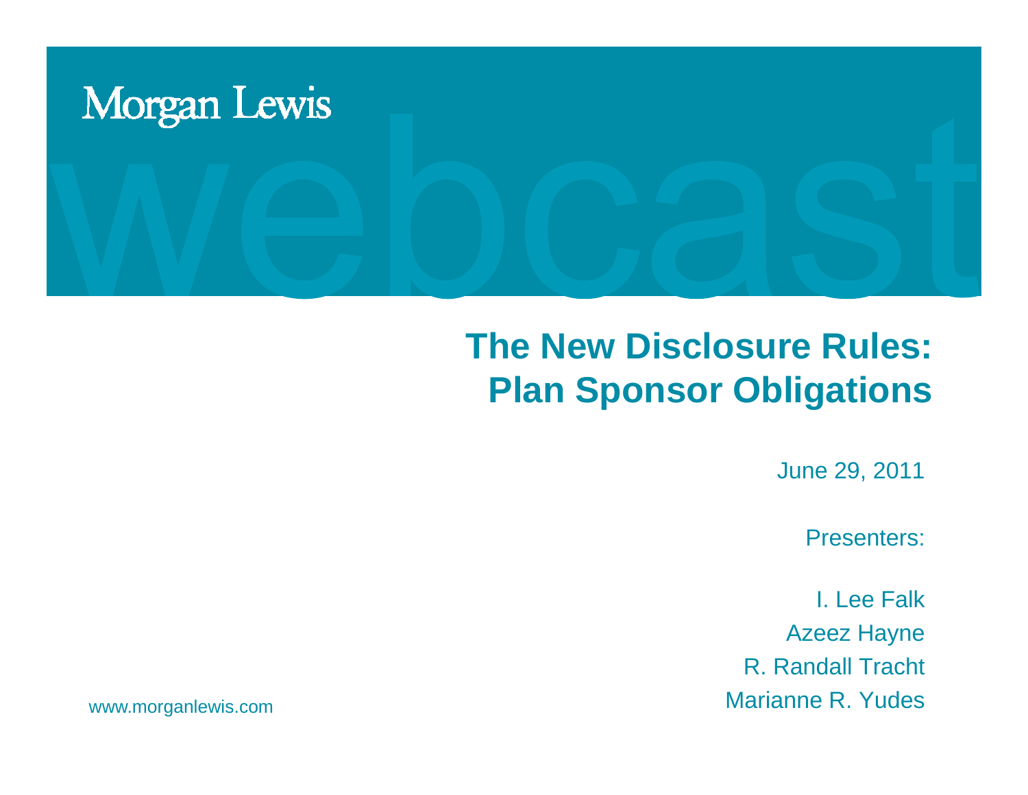Morgan Lewis

webcast

# The New Disclosure Rules: Plan Sponsor Obligations

June 29, 2011

Presenters:

I. Lee Falk
Azeez Hayne
R. Randall Tracht
Marianne R. Yudes

www.morganlewis.com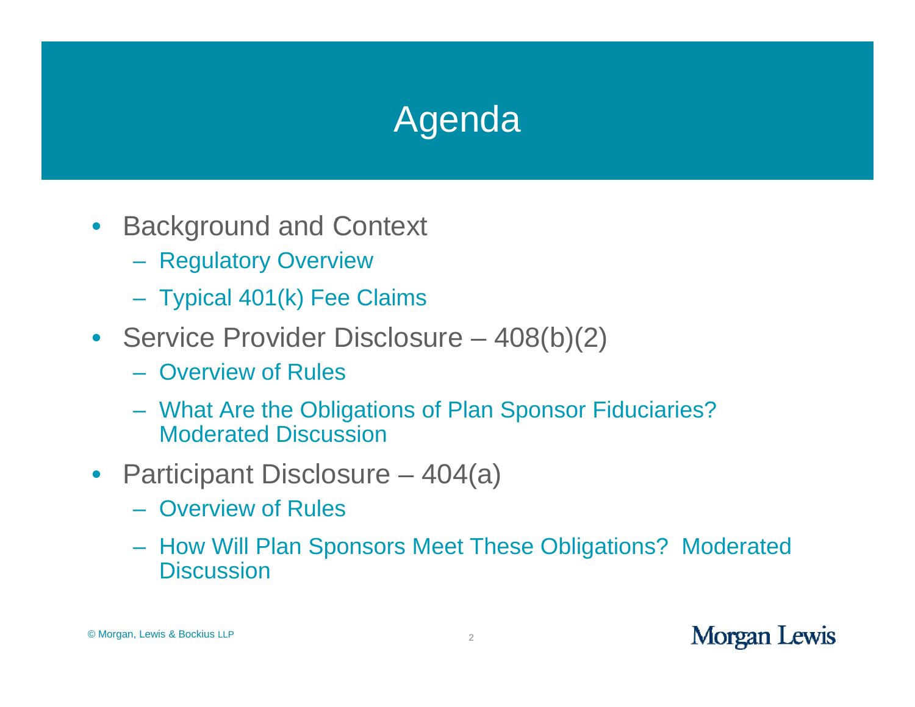# Agenda

- Background and Context
  - Regulatory Overview
  - Typical 401(k) Fee Claims
- Service Provider Disclosure – 408(b)(2)
  - Overview of Rules
  - What Are the Obligations of Plan Sponsor Fiduciaries? Moderated Discussion
- Participant Disclosure – 404(a)
  - Overview of Rules
  - How Will Plan Sponsors Meet These Obligations? Moderated Discussion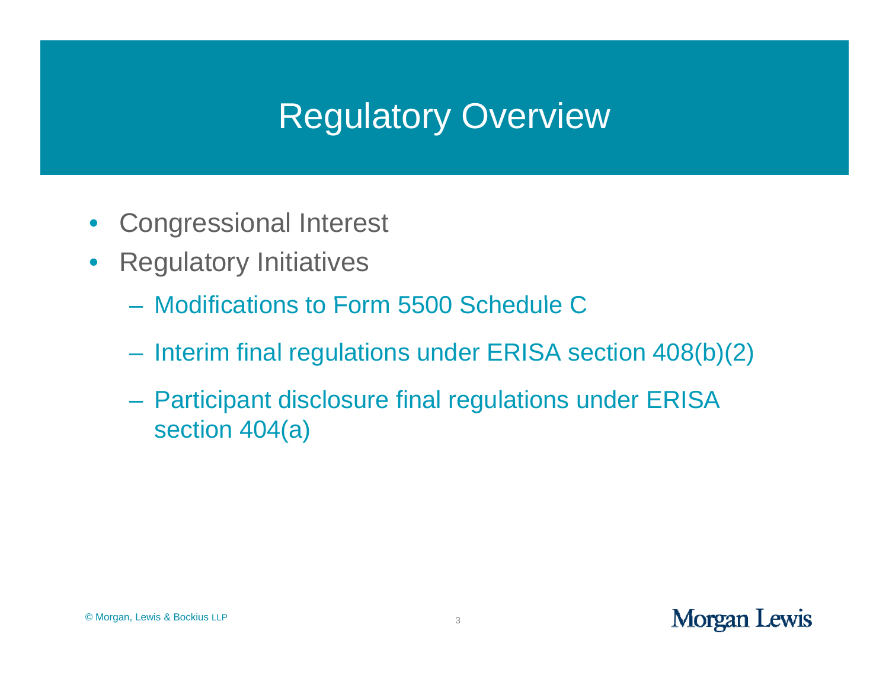# Regulatory Overview

- Congressional Interest
- Regulatory Initiatives
  - Modifications to Form 5500 Schedule C
  - Interim final regulations under ERISA section 408(b)(2)
  - Participant disclosure final regulations under ERISA section 404(a)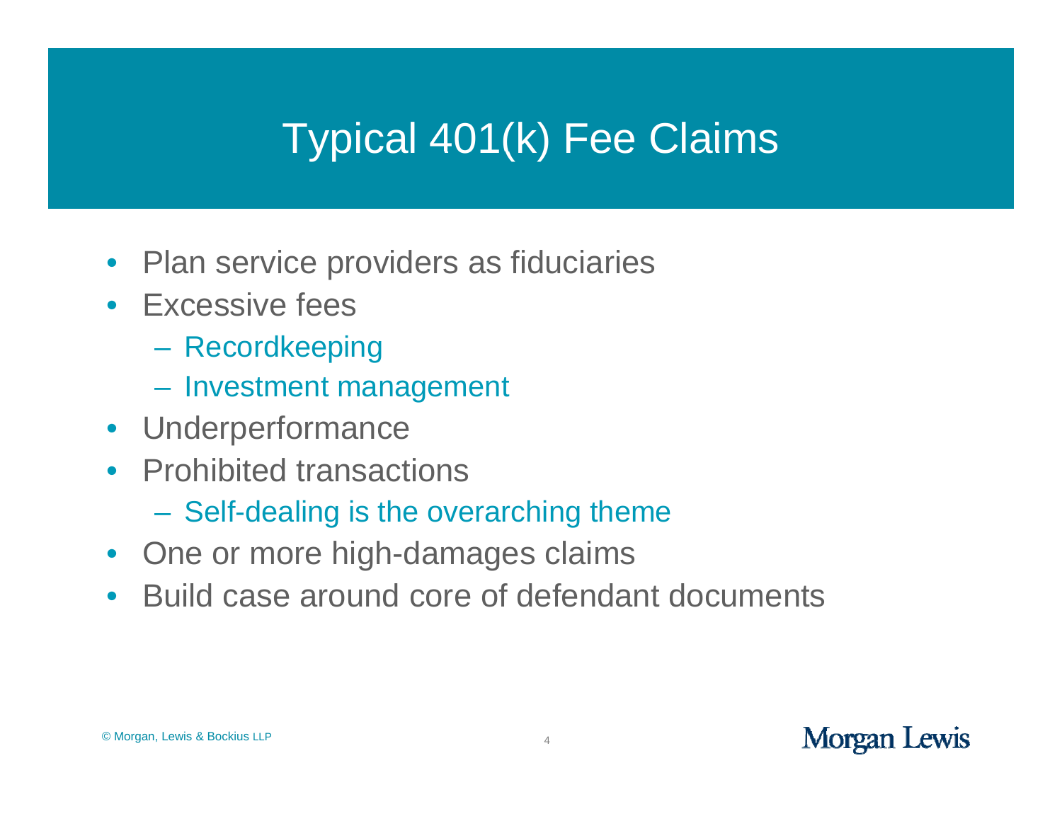# Typical 401(k) Fee Claims

- Plan service providers as fiduciaries
- Excessive fees
  - Recordkeeping
  - Investment management
- Underperformance
- Prohibited transactions
  - Self-dealing is the overarching theme
- One or more high-damages claims
- Build case around core of defendant documents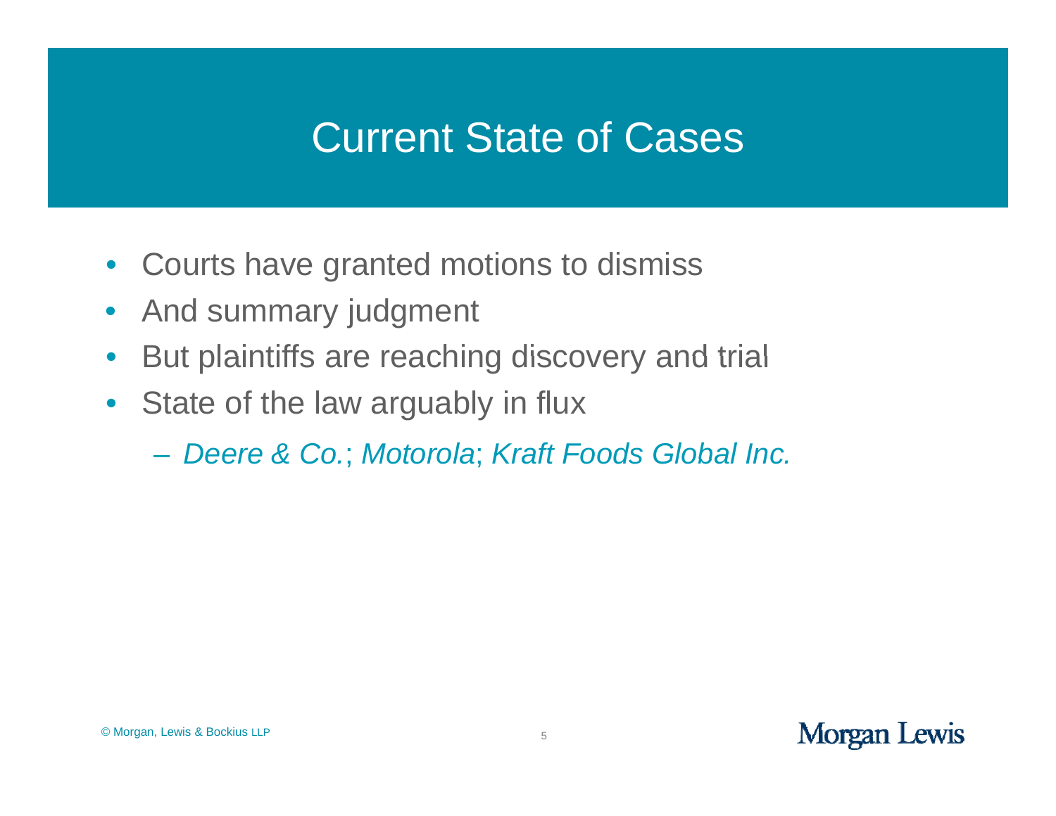# Current State of Cases

- Courts have granted motions to dismiss
- And summary judgment
- But plaintiffs are reaching discovery and trial
- State of the law arguably in flux
  - *Deere & Co.*; *Motorola*; *Kraft Foods Global Inc.*

© Morgan, Lewis & Bockius LLP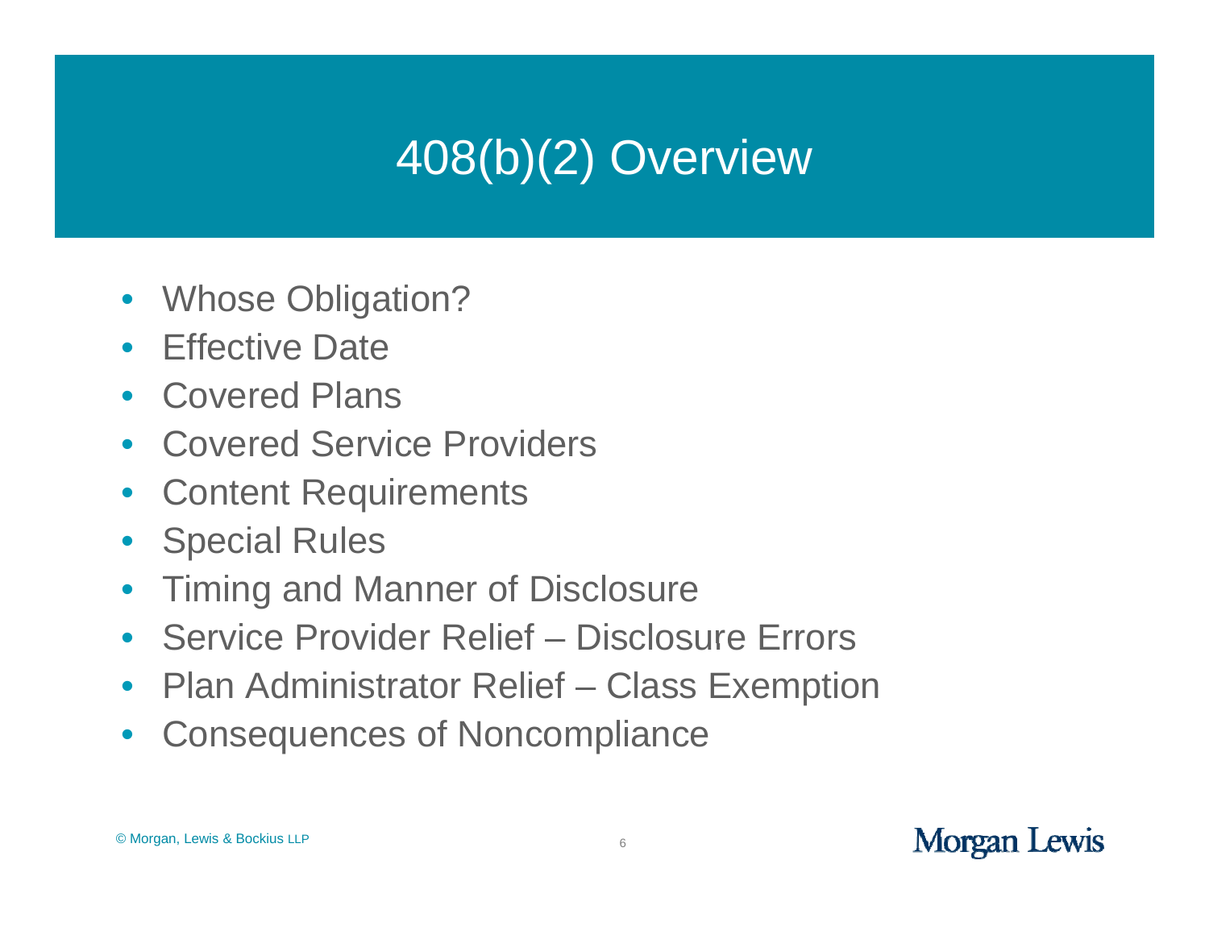# 408(b)(2) Overview

- Whose Obligation?
- Effective Date
- Covered Plans
- Covered Service Providers
- Content Requirements
- Special Rules
- Timing and Manner of Disclosure
- Service Provider Relief – Disclosure Errors
- Plan Administrator Relief – Class Exemption
- Consequences of Noncompliance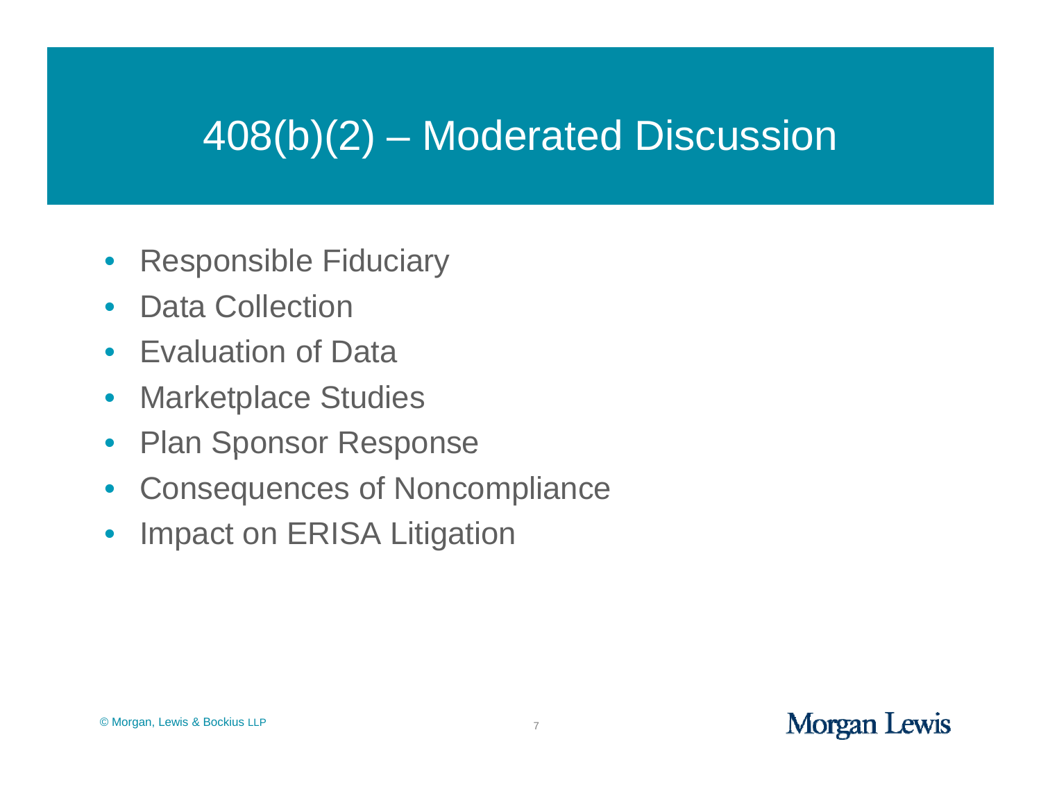# 408(b)(2) – Moderated Discussion

- Responsible Fiduciary
- Data Collection
- Evaluation of Data
- Marketplace Studies
- Plan Sponsor Response
- Consequences of Noncompliance
- Impact on ERISA Litigation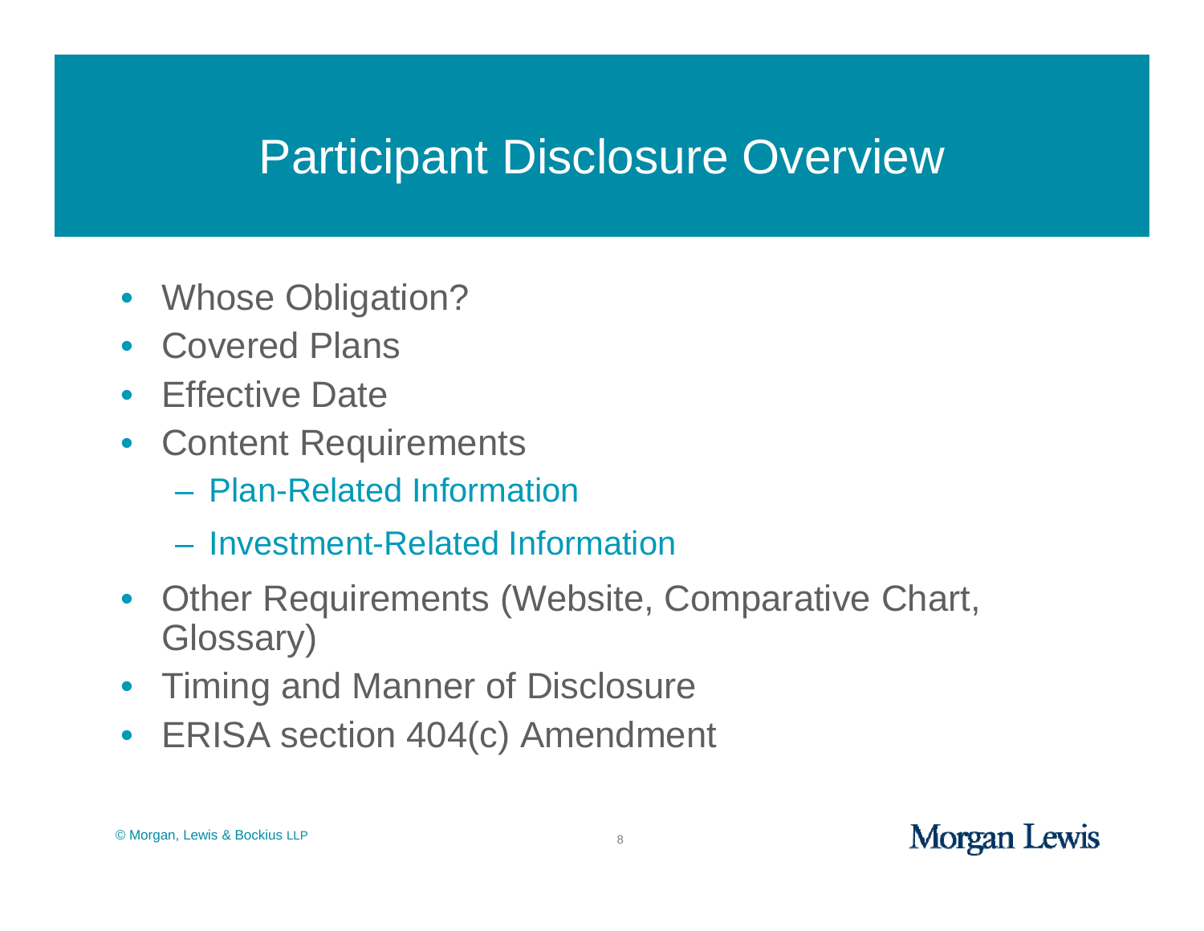# Participant Disclosure Overview

- Whose Obligation?
- Covered Plans
- Effective Date
- Content Requirements
  - Plan-Related Information
  - Investment-Related Information
- Other Requirements (Website, Comparative Chart, Glossary)
- Timing and Manner of Disclosure
- ERISA section 404(c) Amendment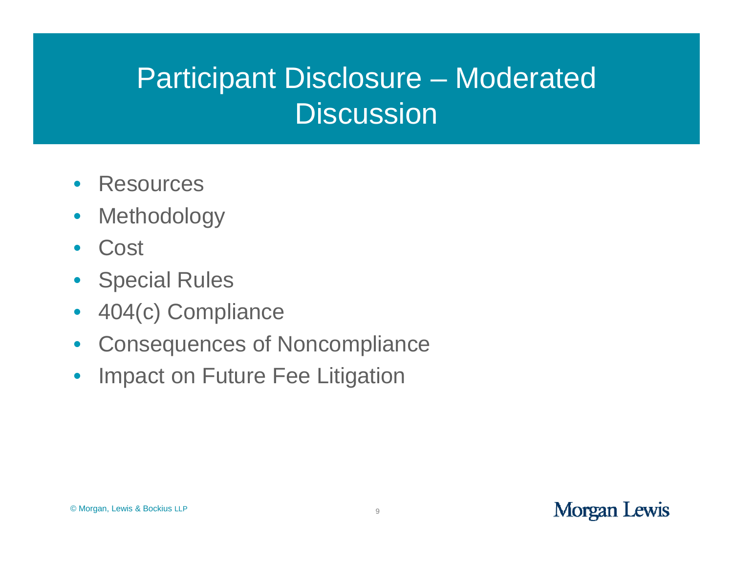# Participant Disclosure – Moderated Discussion

- Resources
- Methodology
- Cost
- Special Rules
- 404(c) Compliance
- Consequences of Noncompliance
- Impact on Future Fee Litigation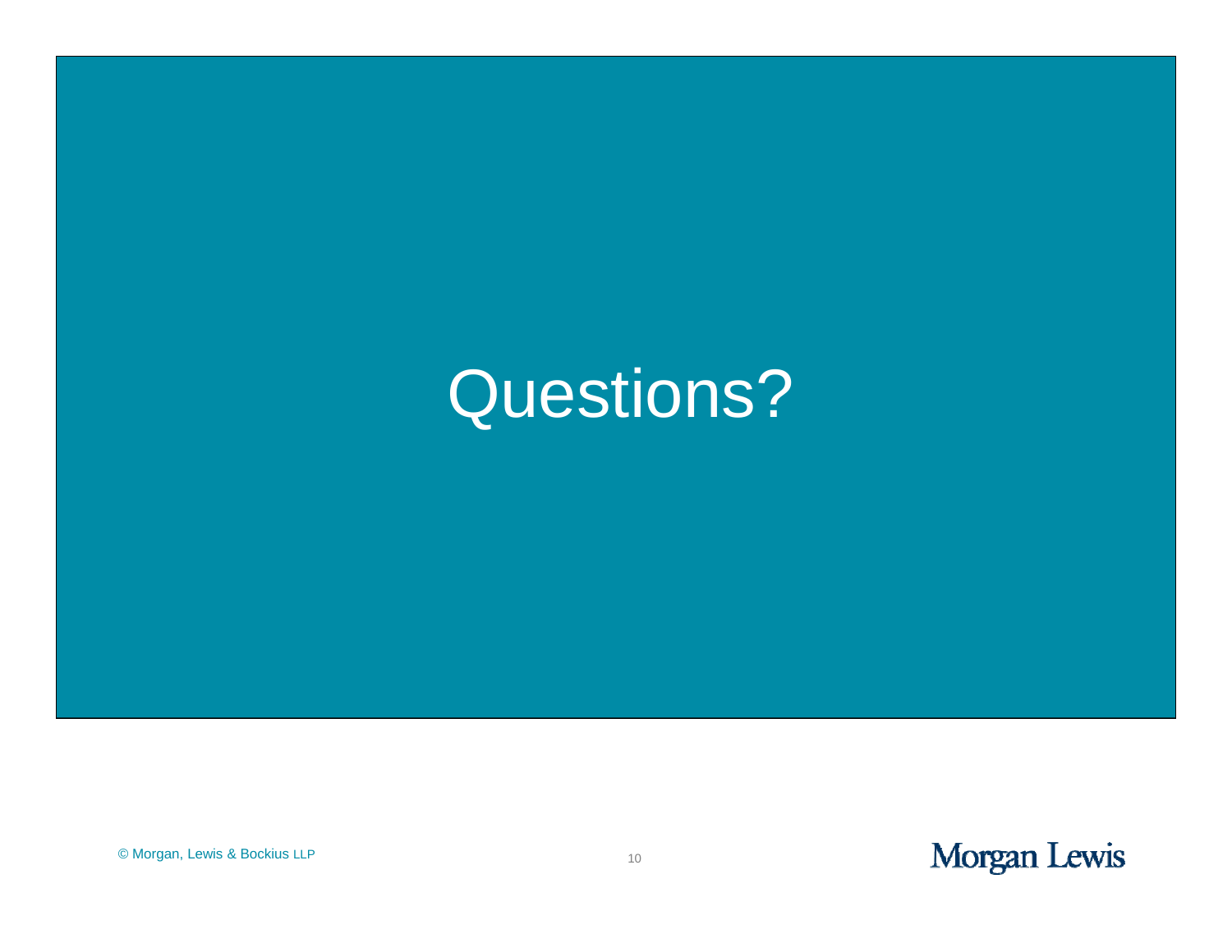# Questions?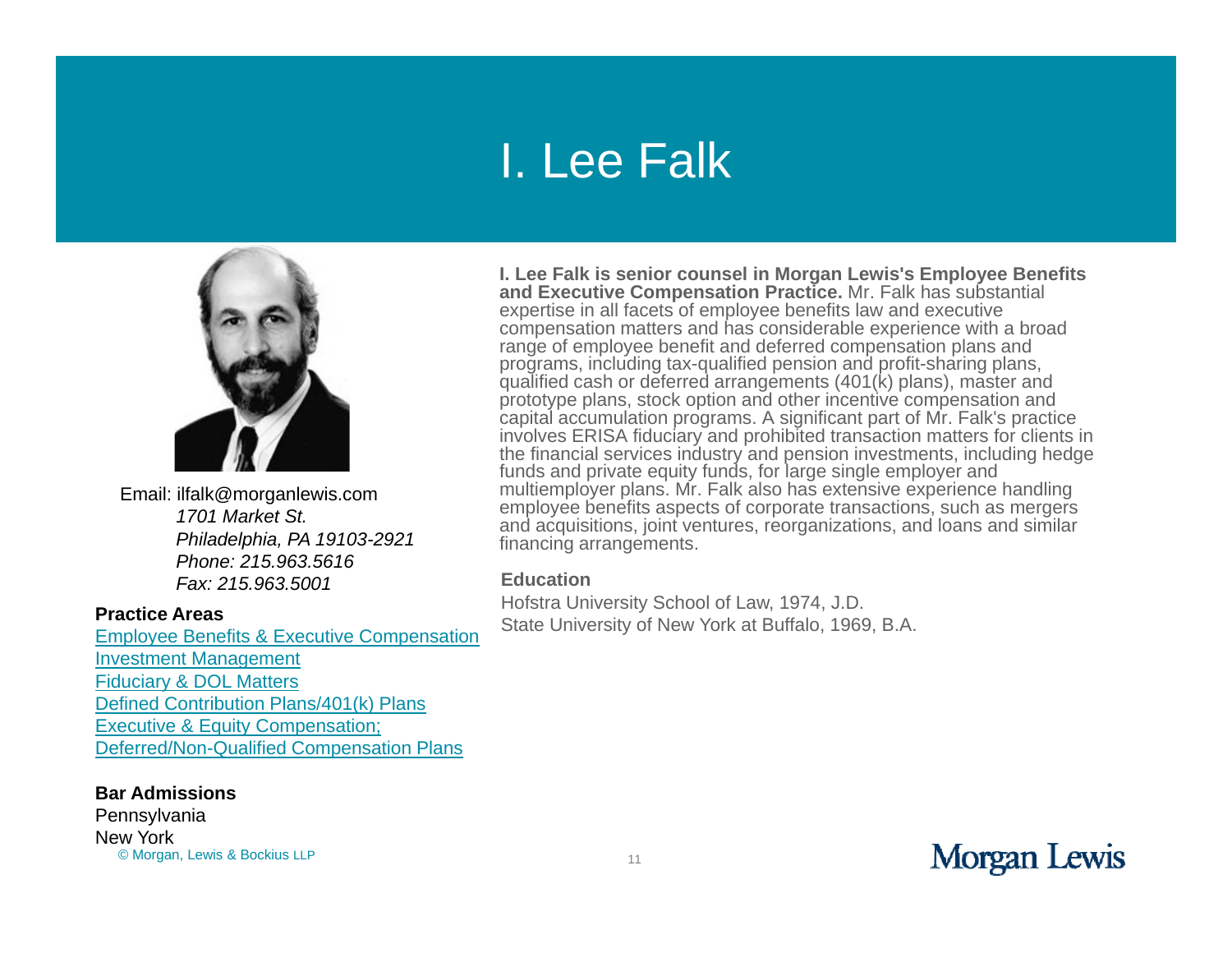# I. Lee Falk

Email: ilfalk@morganlewis.com
*1701 Market St.*
*Philadelphia, PA 19103-2921*
*Phone: 215.963.5616*
*Fax: 215.963.5001*

**Practice Areas**

Employee Benefits & Executive Compensation
Investment Management
Fiduciary & DOL Matters
Defined Contribution Plans/401(k) Plans
Executive & Equity Compensation;
Deferred/Non-Qualified Compensation Plans

**Bar Admissions**

Pennsylvania
New York

**I. Lee Falk is senior counsel in Morgan Lewis's Employee Benefits and Executive Compensation Practice.** Mr. Falk has substantial expertise in all facets of employee benefits law and executive compensation matters and has considerable experience with a broad range of employee benefit and deferred compensation plans and programs, including tax-qualified pension and profit-sharing plans, qualified cash or deferred arrangements (401(k) plans), master and prototype plans, stock option and other incentive compensation and capital accumulation programs. A significant part of Mr. Falk's practice involves ERISA fiduciary and prohibited transaction matters for clients in the financial services industry and pension investments, including hedge funds and private equity funds, for large single employer and multiemployer plans. Mr. Falk also has extensive experience handling employee benefits aspects of corporate transactions, such as mergers and acquisitions, joint ventures, reorganizations, and loans and similar financing arrangements.

**Education**

Hofstra University School of Law, 1974, J.D.
State University of New York at Buffalo, 1969, B.A.

© Morgan, Lewis & Bockius LLP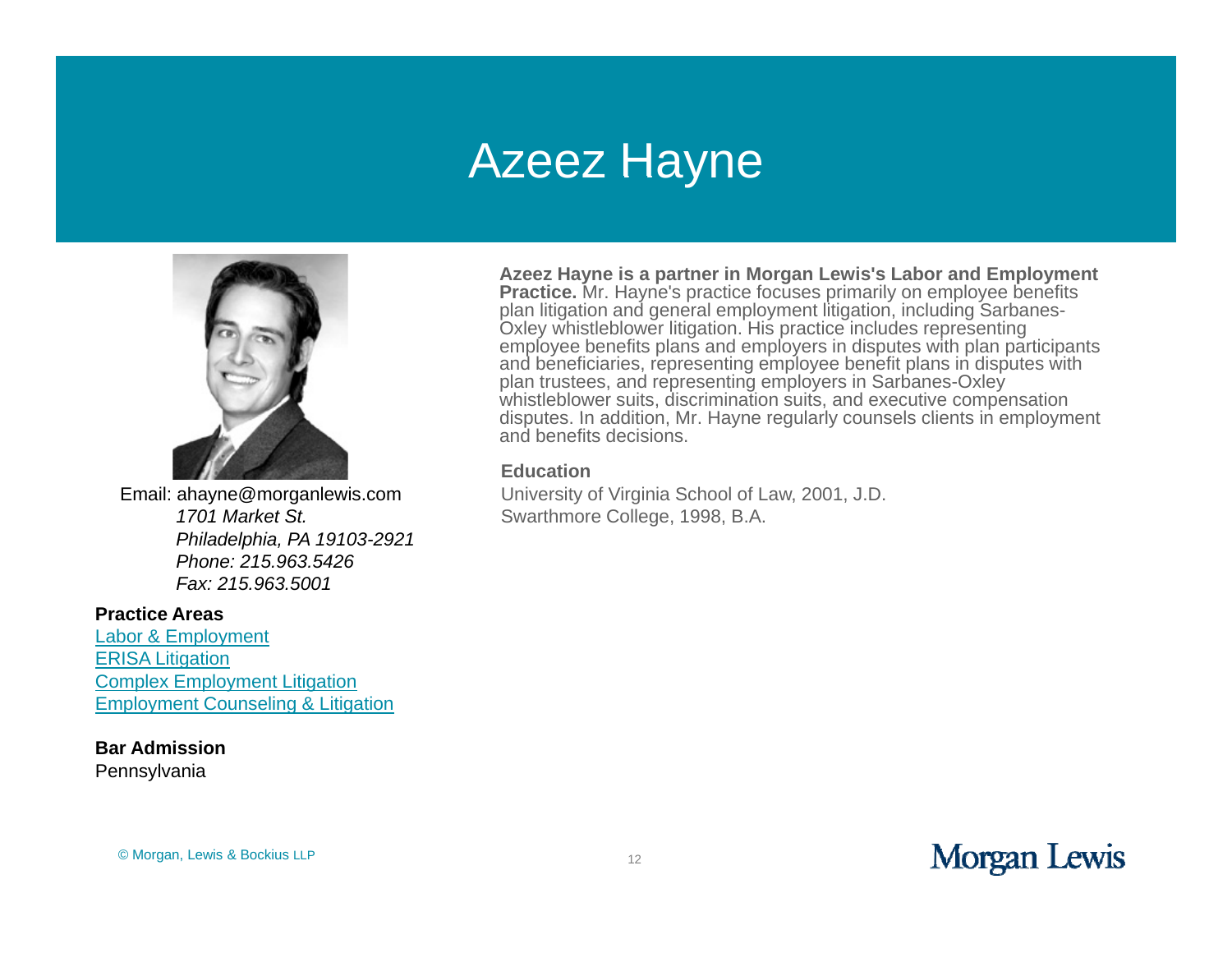# Azeez Hayne

Email: ahayne@morganlewis.com
*1701 Market St.*
*Philadelphia, PA 19103-2921*
*Phone: 215.963.5426*
*Fax: 215.963.5001*

**Practice Areas**

Labor & Employment
ERISA Litigation
Complex Employment Litigation
Employment Counseling & Litigation

**Bar Admission**

Pennsylvania

**Azeez Hayne is a partner in Morgan Lewis's Labor and Employment Practice.** Mr. Hayne's practice focuses primarily on employee benefits plan litigation and general employment litigation, including Sarbanes-Oxley whistleblower litigation. His practice includes representing employee benefits plans and employers in disputes with plan participants and beneficiaries, representing employee benefit plans in disputes with plan trustees, and representing employers in Sarbanes-Oxley whistleblower suits, discrimination suits, and executive compensation disputes. In addition, Mr. Hayne regularly counsels clients in employment and benefits decisions.

**Education**

University of Virginia School of Law, 2001, J.D.
Swarthmore College, 1998, B.A.

© Morgan, Lewis & Bockius LLP

Morgan Lewis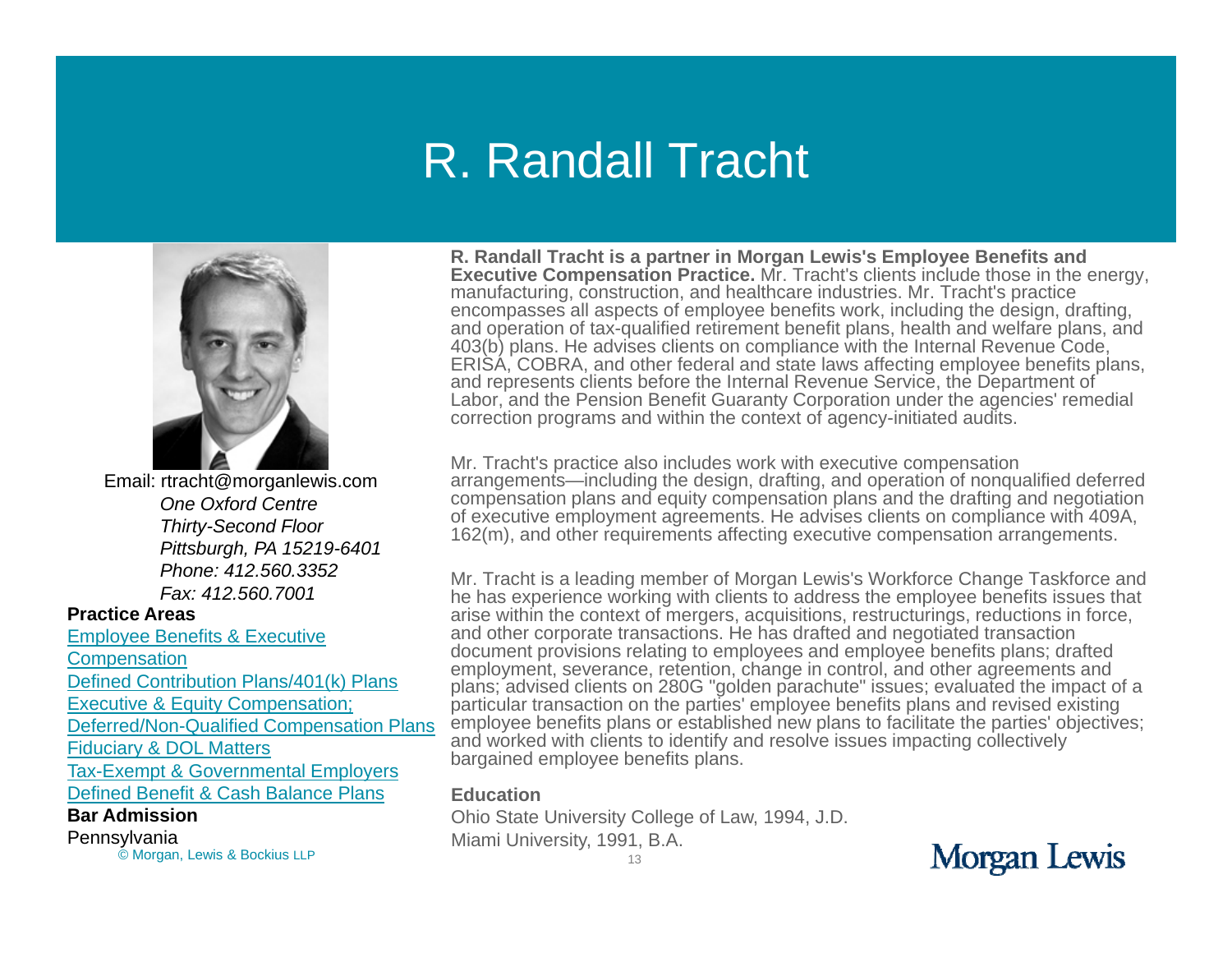# R. Randall Tracht

Email: rtracht@morganlewis.com
*One Oxford Centre*
*Thirty-Second Floor*
*Pittsburgh, PA 15219-6401*
*Phone: 412.560.3352*
*Fax: 412.560.7001*

**Practice Areas**

Employee Benefits & Executive Compensation
Defined Contribution Plans/401(k) Plans
Executive & Equity Compensation;
Deferred/Non-Qualified Compensation Plans
Fiduciary & DOL Matters
Tax-Exempt & Governmental Employers
Defined Benefit & Cash Balance Plans

**Bar Admission**

Pennsylvania

**R. Randall Tracht is a partner in Morgan Lewis's Employee Benefits and Executive Compensation Practice.** Mr. Tracht's clients include those in the energy, manufacturing, construction, and healthcare industries. Mr. Tracht's practice encompasses all aspects of employee benefits work, including the design, drafting, and operation of tax-qualified retirement benefit plans, health and welfare plans, and 403(b) plans. He advises clients on compliance with the Internal Revenue Code, ERISA, COBRA, and other federal and state laws affecting employee benefits plans, and represents clients before the Internal Revenue Service, the Department of Labor, and the Pension Benefit Guaranty Corporation under the agencies' remedial correction programs and within the context of agency-initiated audits.

Mr. Tracht's practice also includes work with executive compensation arrangements—including the design, drafting, and operation of nonqualified deferred compensation plans and equity compensation plans and the drafting and negotiation of executive employment agreements. He advises clients on compliance with 409A, 162(m), and other requirements affecting executive compensation arrangements.

Mr. Tracht is a leading member of Morgan Lewis's Workforce Change Taskforce and he has experience working with clients to address the employee benefits issues that arise within the context of mergers, acquisitions, restructurings, reductions in force, and other corporate transactions. He has drafted and negotiated transaction document provisions relating to employees and employee benefits plans; drafted employment, severance, retention, change in control, and other agreements and plans; advised clients on 280G "golden parachute" issues; evaluated the impact of a particular transaction on the parties' employee benefits plans and revised existing employee benefits plans or established new plans to facilitate the parties' objectives; and worked with clients to identify and resolve issues impacting collectively bargained employee benefits plans.

**Education**

Ohio State University College of Law, 1994, J.D.
Miami University, 1991, B.A.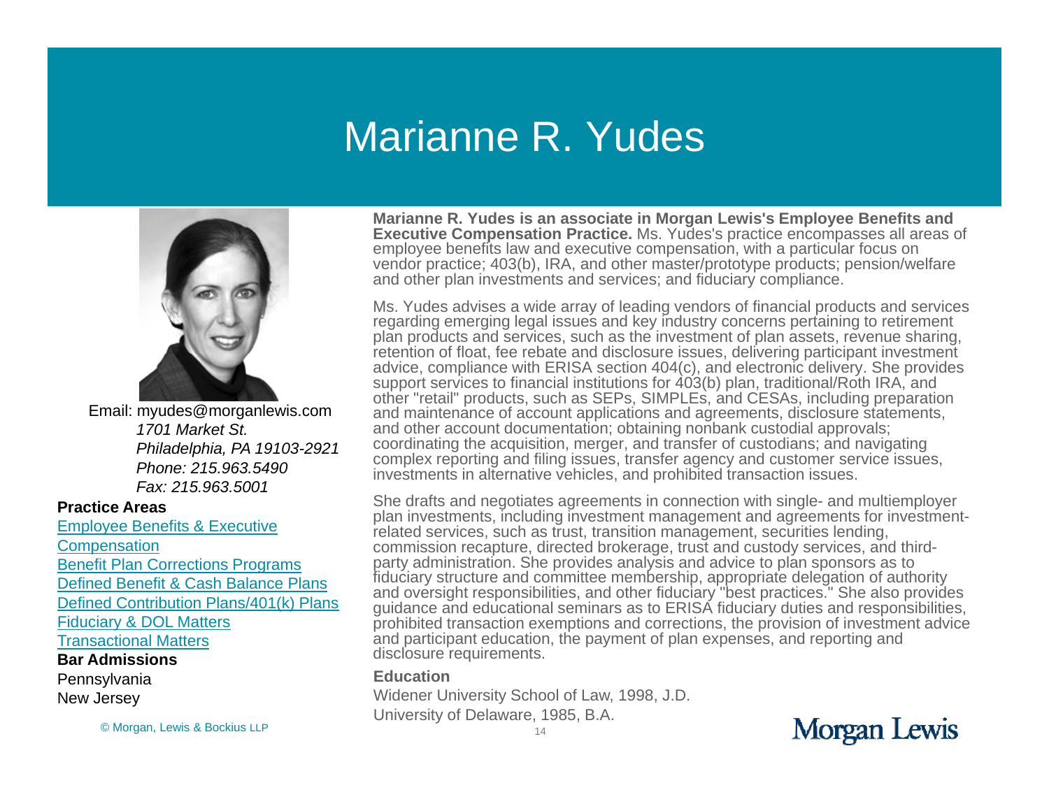# Marianne R. Yudes

Email: myudes@morganlewis.com
*1701 Market St.*
*Philadelphia, PA 19103-2921*
*Phone: 215.963.5490*
*Fax: 215.963.5001*

**Practice Areas**

Employee Benefits & Executive Compensation
Benefit Plan Corrections Programs
Defined Benefit & Cash Balance Plans
Defined Contribution Plans/401(k) Plans
Fiduciary & DOL Matters
Transactional Matters

**Bar Admissions**

Pennsylvania
New Jersey

**Marianne R. Yudes is an associate in Morgan Lewis's Employee Benefits and Executive Compensation Practice.** Ms. Yudes's practice encompasses all areas of employee benefits law and executive compensation, with a particular focus on vendor practice; 403(b), IRA, and other master/prototype products; pension/welfare and other plan investments and services; and fiduciary compliance.

Ms. Yudes advises a wide array of leading vendors of financial products and services regarding emerging legal issues and key industry concerns pertaining to retirement plan products and services, such as the investment of plan assets, revenue sharing, retention of float, fee rebate and disclosure issues, delivering participant investment advice, compliance with ERISA section 404(c), and electronic delivery. She provides support services to financial institutions for 403(b) plan, traditional/Roth IRA, and other "retail" products, such as SEPs, SIMPLEs, and CESAs, including preparation and maintenance of account applications and agreements, disclosure statements, and other account documentation; obtaining nonbank custodial approvals; coordinating the acquisition, merger, and transfer of custodians; and navigating complex reporting and filing issues, transfer agency and customer service issues, investments in alternative vehicles, and prohibited transaction issues.

She drafts and negotiates agreements in connection with single- and multiemployer plan investments, including investment management and agreements for investment-related services, such as trust, transition management, securities lending, commission recapture, directed brokerage, trust and custody services, and third-party administration. She provides analysis and advice to plan sponsors as to fiduciary structure and committee membership, appropriate delegation of authority and oversight responsibilities, and other fiduciary "best practices." She also provides guidance and educational seminars as to ERISA fiduciary duties and responsibilities, prohibited transaction exemptions and corrections, the provision of investment advice and participant education, the payment of plan expenses, and reporting and disclosure requirements.

**Education**

Widener University School of Law, 1998, J.D.
University of Delaware, 1985, B.A.

© Morgan, Lewis & Bockius LLP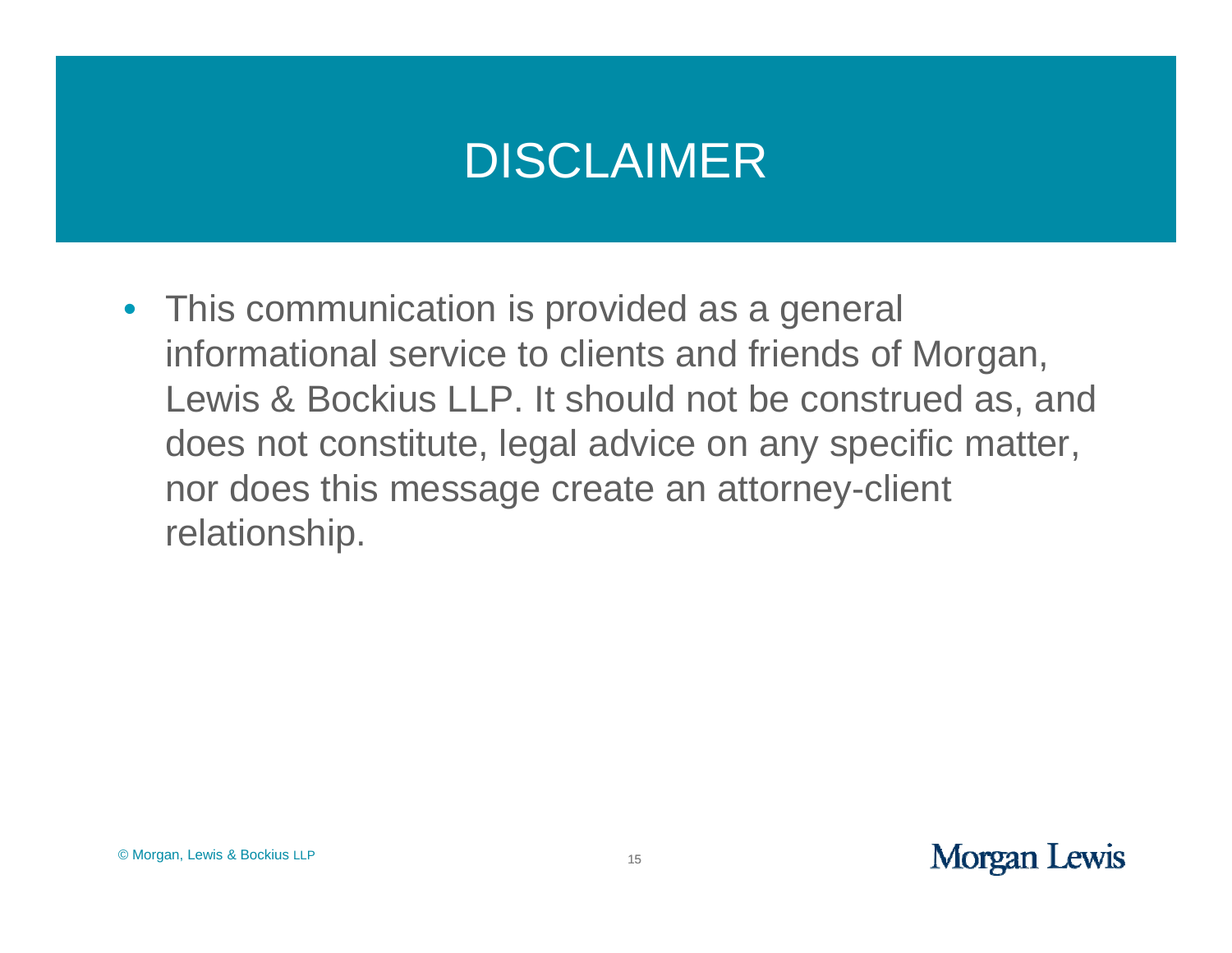# DISCLAIMER

- This communication is provided as a general informational service to clients and friends of Morgan, Lewis & Bockius LLP. It should not be construed as, and does not constitute, legal advice on any specific matter, nor does this message create an attorney-client relationship.